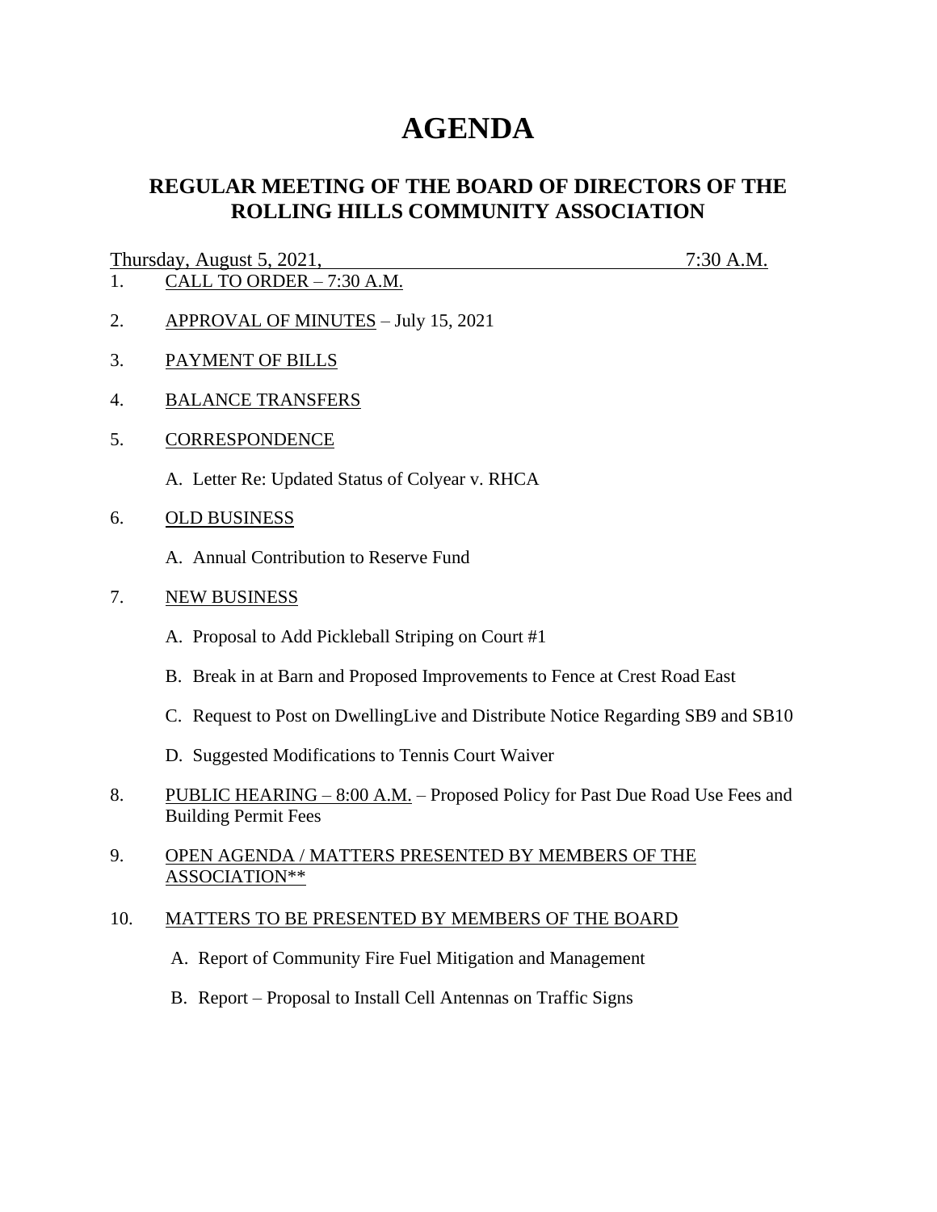# AGENDA

## REGULAR MEETING OF THE BOARD OF DIRECTORS OF THE ROLLING HILLS COMMUNITY ASSOCIATION

Thursday, August 5, 2021, 7:30 A.M.

1. CALL TO ORDER – 7:30 A.M.

2. APPROVAL OF MINUTES – July 15, 2021

3. PAYMENT OF BILLS

4. BALANCE TRANSFERS

5. CORRESPONDENCE

   A. Letter Re: Updated Status of Colyear v. RHCA

6. OLD BUSINESS

   A. Annual Contribution to Reserve Fund

7. NEW BUSINESS

   A. Proposal to Add Pickleball Striping on Court #1

   B. Break in at Barn and Proposed Improvements to Fence at Crest Road East

   C. Request to Post on DwellingLive and Distribute Notice Regarding SB9 and SB10

   D. Suggested Modifications to Tennis Court Waiver

8. PUBLIC HEARING – 8:00 A.M. – Proposed Policy for Past Due Road Use Fees and Building Permit Fees

9. OPEN AGENDA / MATTERS PRESENTED BY MEMBERS OF THE ASSOCIATION**

10. MATTERS TO BE PRESENTED BY MEMBERS OF THE BOARD

    A. Report of Community Fire Fuel Mitigation and Management

    B. Report – Proposal to Install Cell Antennas on Traffic Signs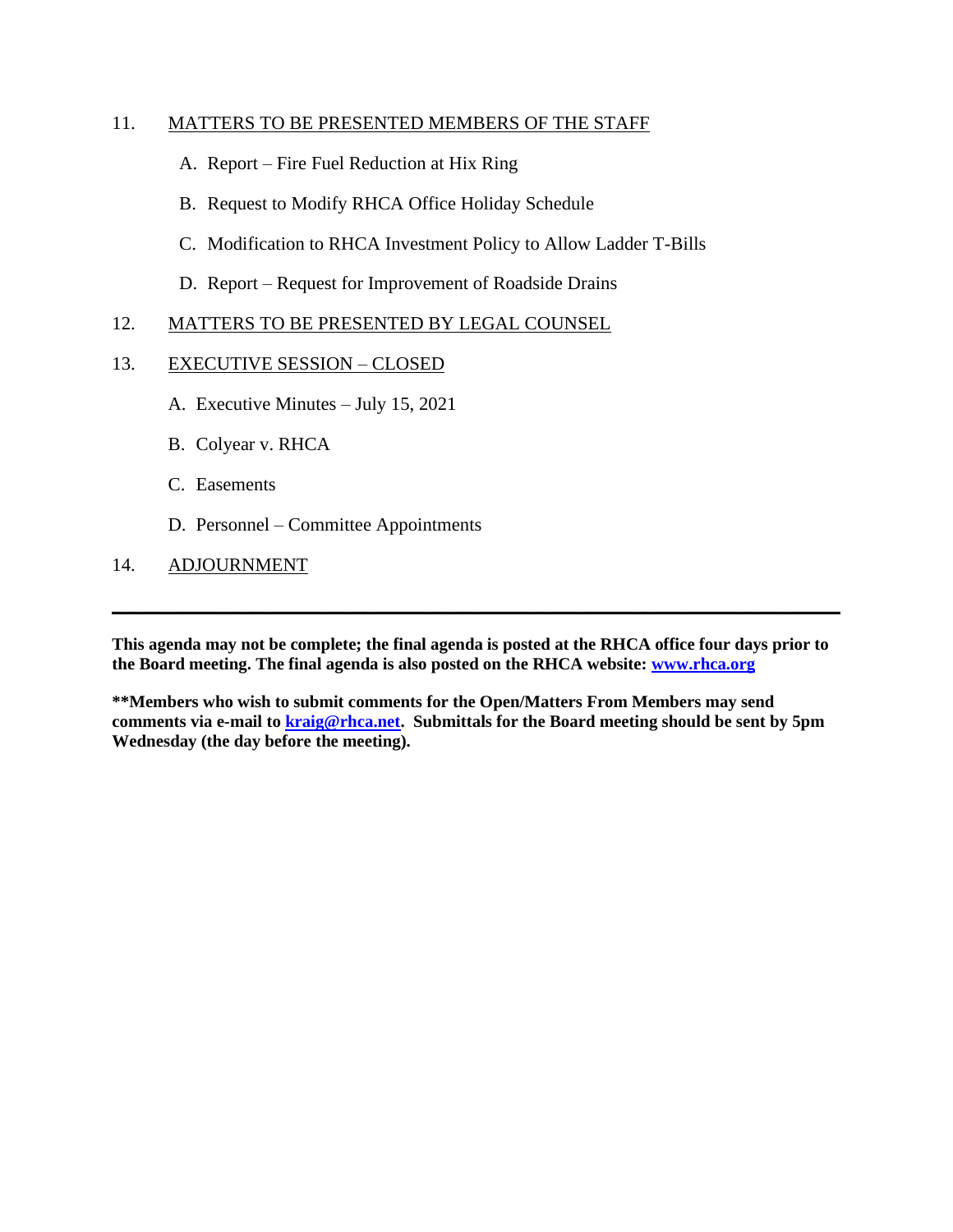11. MATTERS TO BE PRESENTED MEMBERS OF THE STAFF

    A. Report – Fire Fuel Reduction at Hix Ring

    B. Request to Modify RHCA Office Holiday Schedule

    C. Modification to RHCA Investment Policy to Allow Ladder T-Bills

    D. Report – Request for Improvement of Roadside Drains

12. MATTERS TO BE PRESENTED BY LEGAL COUNSEL

13. EXECUTIVE SESSION – CLOSED

    A. Executive Minutes – July 15, 2021

    B. Colyear v. RHCA

    C. Easements

    D. Personnel – Committee Appointments

14. ADJOURNMENT

---

**This agenda may not be complete; the final agenda is posted at the RHCA office four days prior to the Board meeting. The final agenda is also posted on the RHCA website: www.rhca.org**

****Members who wish to submit comments for the Open/Matters From Members may send comments via e-mail to kraig@rhca.net. Submittals for the Board meeting should be sent by 5pm Wednesday (the day before the meeting).**